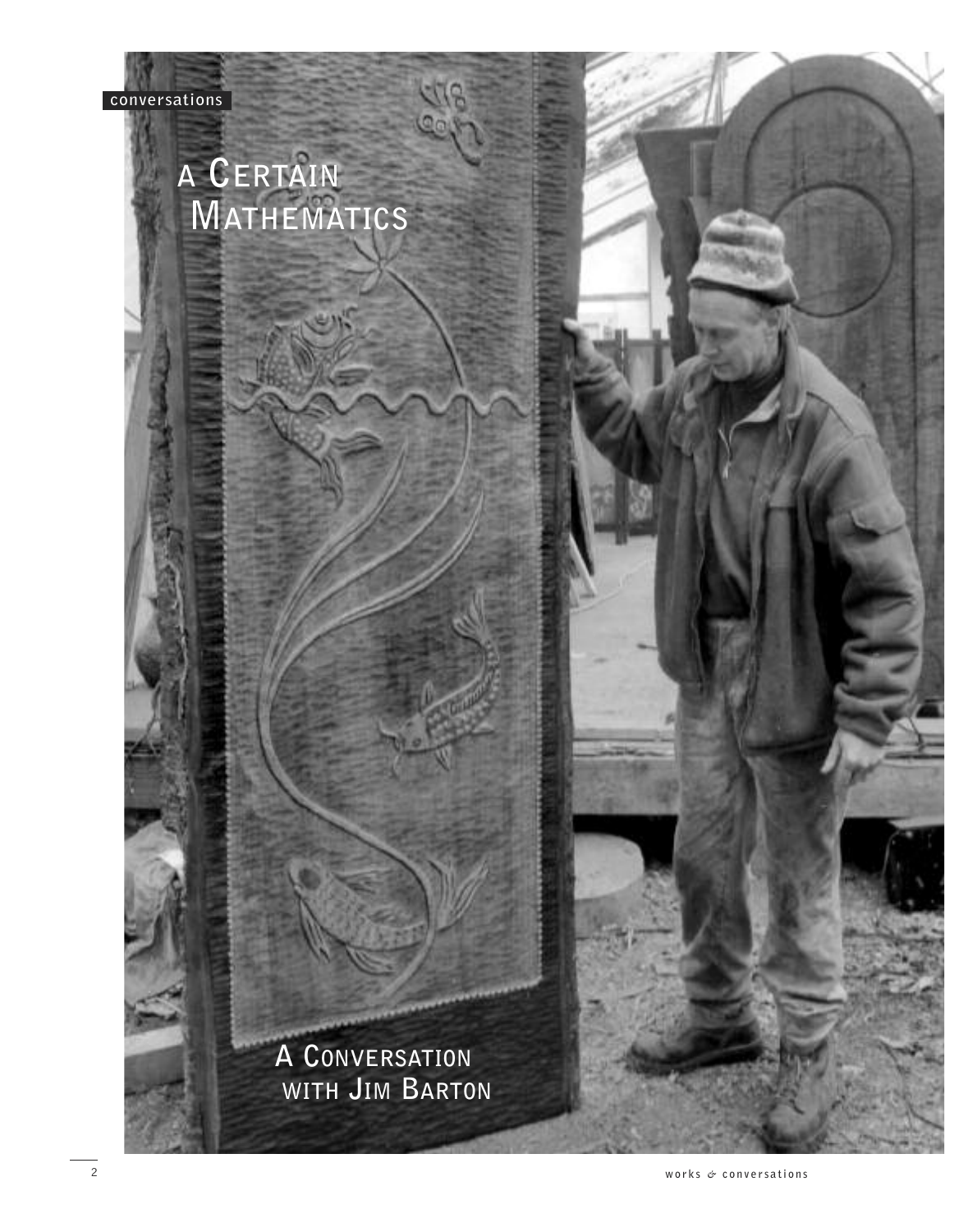conversations

# A Certain Mathematics

## A Conversation with Jim Barton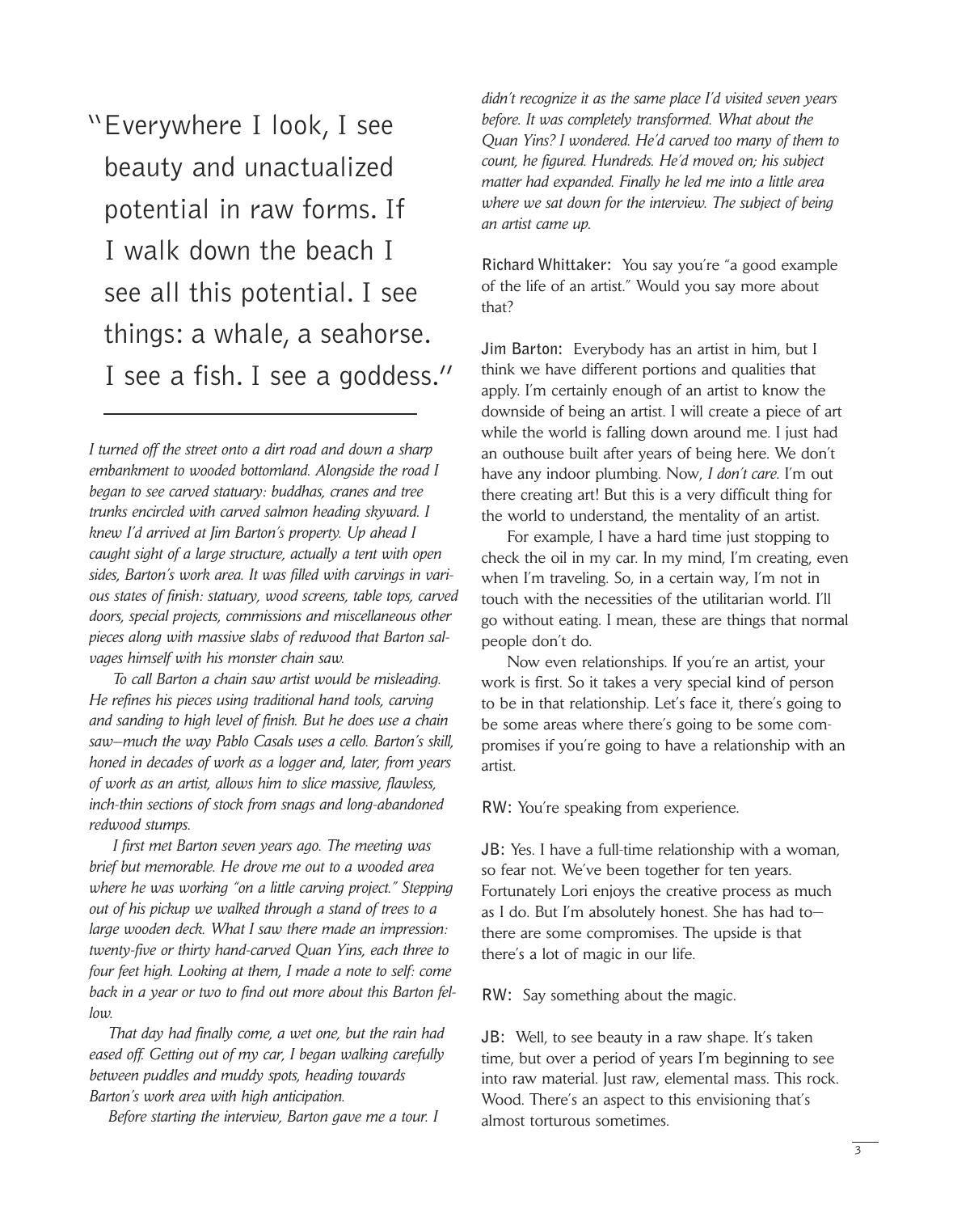"Everywhere I look, I see beauty and unactualized potential in raw forms. If I walk down the beach I see all this potential. I see things: a whale, a seahorse. I see a fish. I see a goddess."

---

*I turned off the street onto a dirt road and down a sharp embankment to wooded bottomland. Alongside the road I began to see carved statuary: buddhas, cranes and tree trunks encircled with carved salmon heading skyward. I knew I'd arrived at Jim Barton's property. Up ahead I caught sight of a large structure, actually a tent with open sides, Barton's work area. It was filled with carvings in various states of finish: statuary, wood screens, table tops, carved doors, special projects, commissions and miscellaneous other pieces along with massive slabs of redwood that Barton salvages himself with his monster chain saw.*

*To call Barton a chain saw artist would be misleading. He refines his pieces using traditional hand tools, carving and sanding to high level of finish. But he does use a chain saw—much the way Pablo Casals uses a cello. Barton's skill, honed in decades of work as a logger and, later, from years of work as an artist, allows him to slice massive, flawless, inch-thin sections of stock from snags and long-abandoned redwood stumps.*

*I first met Barton seven years ago. The meeting was brief but memorable. He drove me out to a wooded area where he was working "on a little carving project." Stepping out of his pickup we walked through a stand of trees to a large wooden deck. What I saw there made an impression: twenty-five or thirty hand-carved Quan Yins, each three to four feet high. Looking at them, I made a note to self: come back in a year or two to find out more about this Barton fellow.*

*That day had finally come, a wet one, but the rain had eased off. Getting out of my car, I began walking carefully between puddles and muddy spots, heading towards Barton's work area with high anticipation.*

*Before starting the interview, Barton gave me a tour. I didn't recognize it as the same place I'd visited seven years before. It was completely transformed. What about the Quan Yins? I wondered. He'd carved too many of them to count, he figured. Hundreds. He'd moved on; his subject matter had expanded. Finally he led me into a little area where we sat down for the interview. The subject of being an artist came up.*

**Richard Whittaker:** You say you're "a good example of the life of an artist." Would you say more about that?

**Jim Barton:** Everybody has an artist in him, but I think we have different portions and qualities that apply. I'm certainly enough of an artist to know the downside of being an artist. I will create a piece of art while the world is falling down around me. I just had an outhouse built after years of being here. We don't have any indoor plumbing. Now, *I don't care.* I'm out there creating art! But this is a very difficult thing for the world to understand, the mentality of an artist.

For example, I have a hard time just stopping to check the oil in my car. In my mind, I'm creating, even when I'm traveling. So, in a certain way, I'm not in touch with the necessities of the utilitarian world. I'll go without eating. I mean, these are things that normal people don't do.

Now even relationships. If you're an artist, your work is first. So it takes a very special kind of person to be in that relationship. Let's face it, there's going to be some areas where there's going to be some compromises if you're going to have a relationship with an artist.

**RW:** You're speaking from experience.

**JB:** Yes. I have a full-time relationship with a woman, so fear not. We've been together for ten years. Fortunately Lori enjoys the creative process as much as I do. But I'm absolutely honest. She has had to—there are some compromises. The upside is that there's a lot of magic in our life.

**RW:** Say something about the magic.

**JB:** Well, to see beauty in a raw shape. It's taken time, but over a period of years I'm beginning to see into raw material. Just raw, elemental mass. This rock. Wood. There's an aspect to this envisioning that's almost torturous sometimes.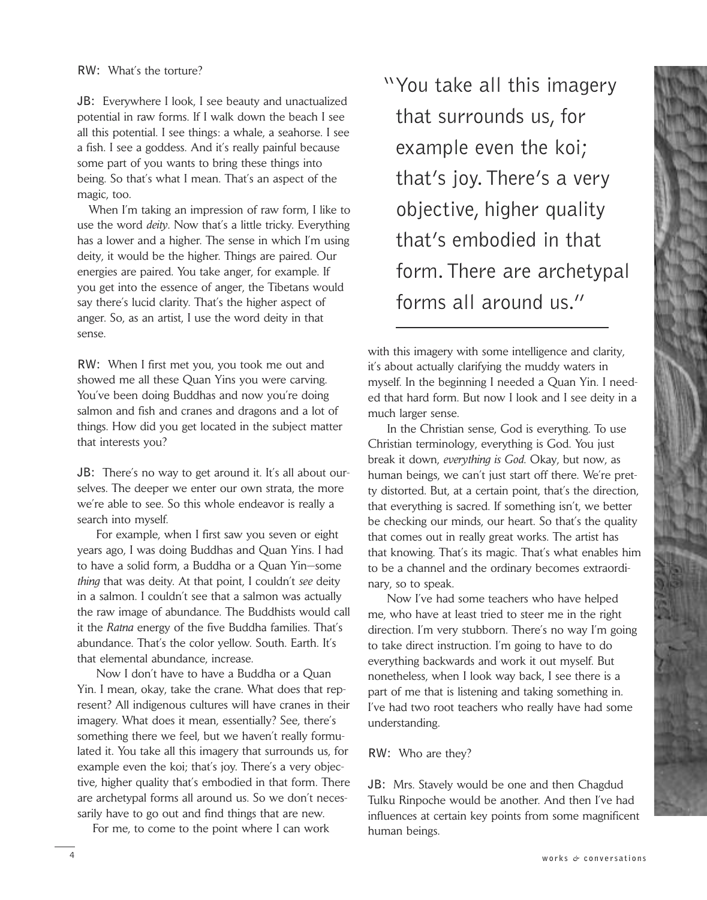**RW:** What's the torture?

**JB:** Everywhere I look, I see beauty and unactualized potential in raw forms. If I walk down the beach I see all this potential. I see things: a whale, a seahorse. I see a fish. I see a goddess. And it's really painful because some part of you wants to bring these things into being. So that's what I mean. That's an aspect of the magic, too.

When I'm taking an impression of raw form, I like to use the word *deity*. Now that's a little tricky. Everything has a lower and a higher. The sense in which I'm using deity, it would be the higher. Things are paired. Our energies are paired. You take anger, for example. If you get into the essence of anger, the Tibetans would say there's lucid clarity. That's the higher aspect of anger. So, as an artist, I use the word deity in that sense.

**RW:** When I first met you, you took me out and showed me all these Quan Yins you were carving. You've been doing Buddhas and now you're doing salmon and fish and cranes and dragons and a lot of things. How did you get located in the subject matter that interests you?

**JB:** There's no way to get around it. It's all about ourselves. The deeper we enter our own strata, the more we're able to see. So this whole endeavor is really a search into myself.

For example, when I first saw you seven or eight years ago, I was doing Buddhas and Quan Yins. I had to have a solid form, a Buddha or a Quan Yin—some *thing* that was deity. At that point, I couldn't *see* deity in a salmon. I couldn't see that a salmon was actually the raw image of abundance. The Buddhists would call it the *Ratna* energy of the five Buddha families. That's abundance. That's the color yellow. South. Earth. It's that elemental abundance, increase.

Now I don't have to have a Buddha or a Quan Yin. I mean, okay, take the crane. What does that represent? All indigenous cultures will have cranes in their imagery. What does it mean, essentially? See, there's something there we feel, but we haven't really formulated it. You take all this imagery that surrounds us, for example even the koi; that's joy. There's a very objective, higher quality that's embodied in that form. There are archetypal forms all around us. So we don't necessarily have to go out and find things that are new.

> "You take all this imagery that surrounds us, for example even the koi; that's joy. There's a very objective, higher quality that's embodied in that form. There are archetypal forms all around us."

For me, to come to the point where I can work with this imagery with some intelligence and clarity, it's about actually clarifying the muddy waters in myself. In the beginning I needed a Quan Yin. I needed that hard form. But now I look and I see deity in a much larger sense.

In the Christian sense, God is everything. To use Christian terminology, everything is God. You just break it down, *everything is God*. Okay, but now, as human beings, we can't just start off there. We're pretty distorted. But, at a certain point, that's the direction, that everything is sacred. If something isn't, we better be checking our minds, our heart. So that's the quality that comes out in really great works. The artist has that knowing. That's its magic. That's what enables him to be a channel and the ordinary becomes extraordinary, so to speak.

Now I've had some teachers who have helped me, who have at least tried to steer me in the right direction. I'm very stubborn. There's no way I'm going to take direct instruction. I'm going to have to do everything backwards and work it out myself. But nonetheless, when I look way back, I see there is a part of me that is listening and taking something in. I've had two root teachers who really have had some understanding.

**RW:** Who are they?

**JB:** Mrs. Stavely would be one and then Chagdud Tulku Rinpoche would be another. And then I've had influences at certain key points from some magnificent human beings.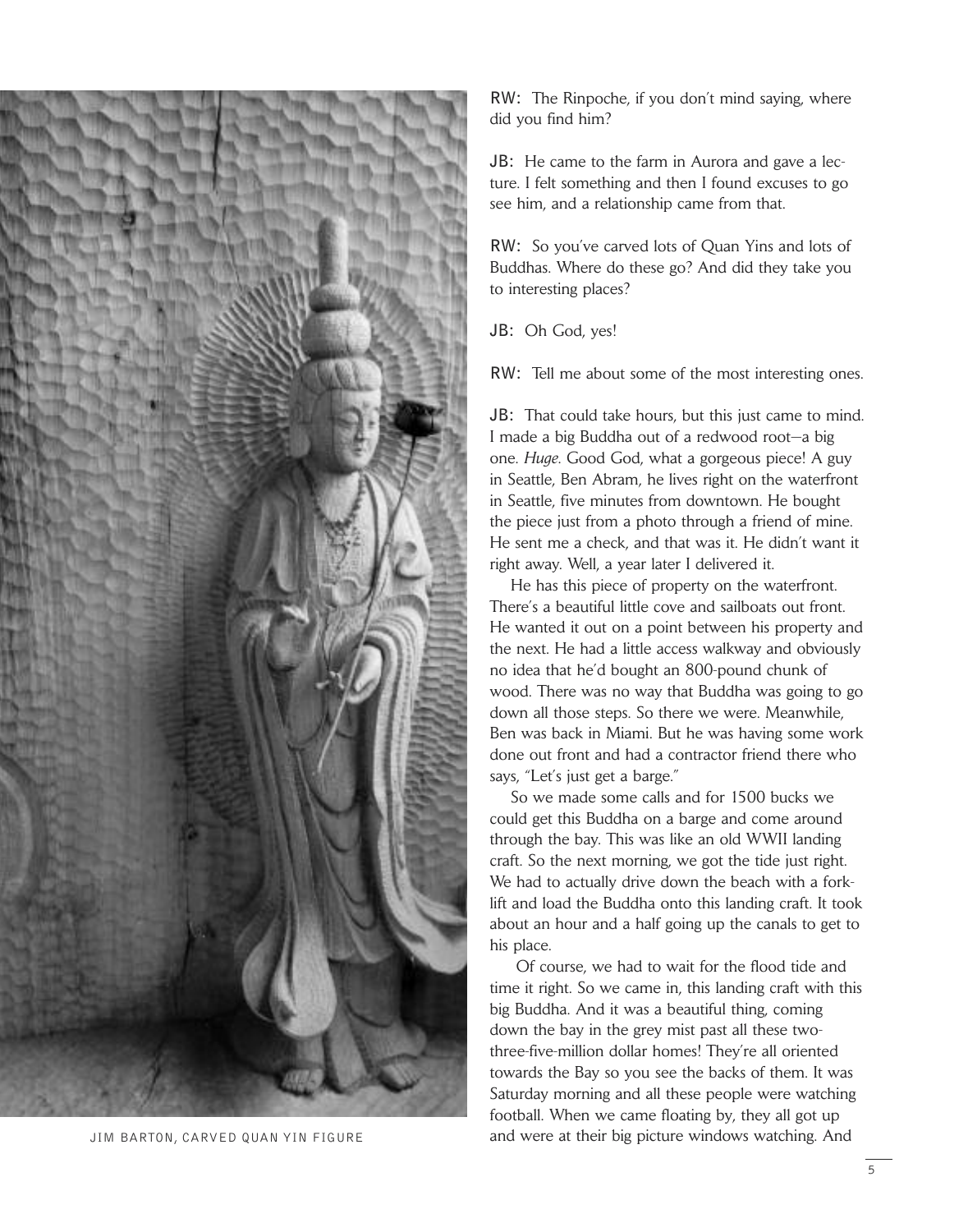JIM BARTON, CARVED QUAN YIN FIGURE

**RW:** The Rinpoche, if you don't mind saying, where did you find him?

**JB:** He came to the farm in Aurora and gave a lecture. I felt something and then I found excuses to go see him, and a relationship came from that.

**RW:** So you've carved lots of Quan Yins and lots of Buddhas. Where do these go? And did they take you to interesting places?

**JB:** Oh God, yes!

**RW:** Tell me about some of the most interesting ones.

**JB:** That could take hours, but this just came to mind. I made a big Buddha out of a redwood root—a big one. *Huge*. Good God, what a gorgeous piece! A guy in Seattle, Ben Abram, he lives right on the waterfront in Seattle, five minutes from downtown. He bought the piece just from a photo through a friend of mine. He sent me a check, and that was it. He didn't want it right away. Well, a year later I delivered it.

He has this piece of property on the waterfront. There's a beautiful little cove and sailboats out front. He wanted it out on a point between his property and the next. He had a little access walkway and obviously no idea that he'd bought an 800-pound chunk of wood. There was no way that Buddha was going to go down all those steps. So there we were. Meanwhile, Ben was back in Miami. But he was having some work done out front and had a contractor friend there who says, "Let's just get a barge."

So we made some calls and for 1500 bucks we could get this Buddha on a barge and come around through the bay. This was like an old WWII landing craft. So the next morning, we got the tide just right. We had to actually drive down the beach with a forklift and load the Buddha onto this landing craft. It took about an hour and a half going up the canals to get to his place.

Of course, we had to wait for the flood tide and time it right. So we came in, this landing craft with this big Buddha. And it was a beautiful thing, coming down the bay in the grey mist past all these two-three-five-million dollar homes! They're all oriented towards the Bay so you see the backs of them. It was Saturday morning and all these people were watching football. When we came floating by, they all got up and were at their big picture windows watching. And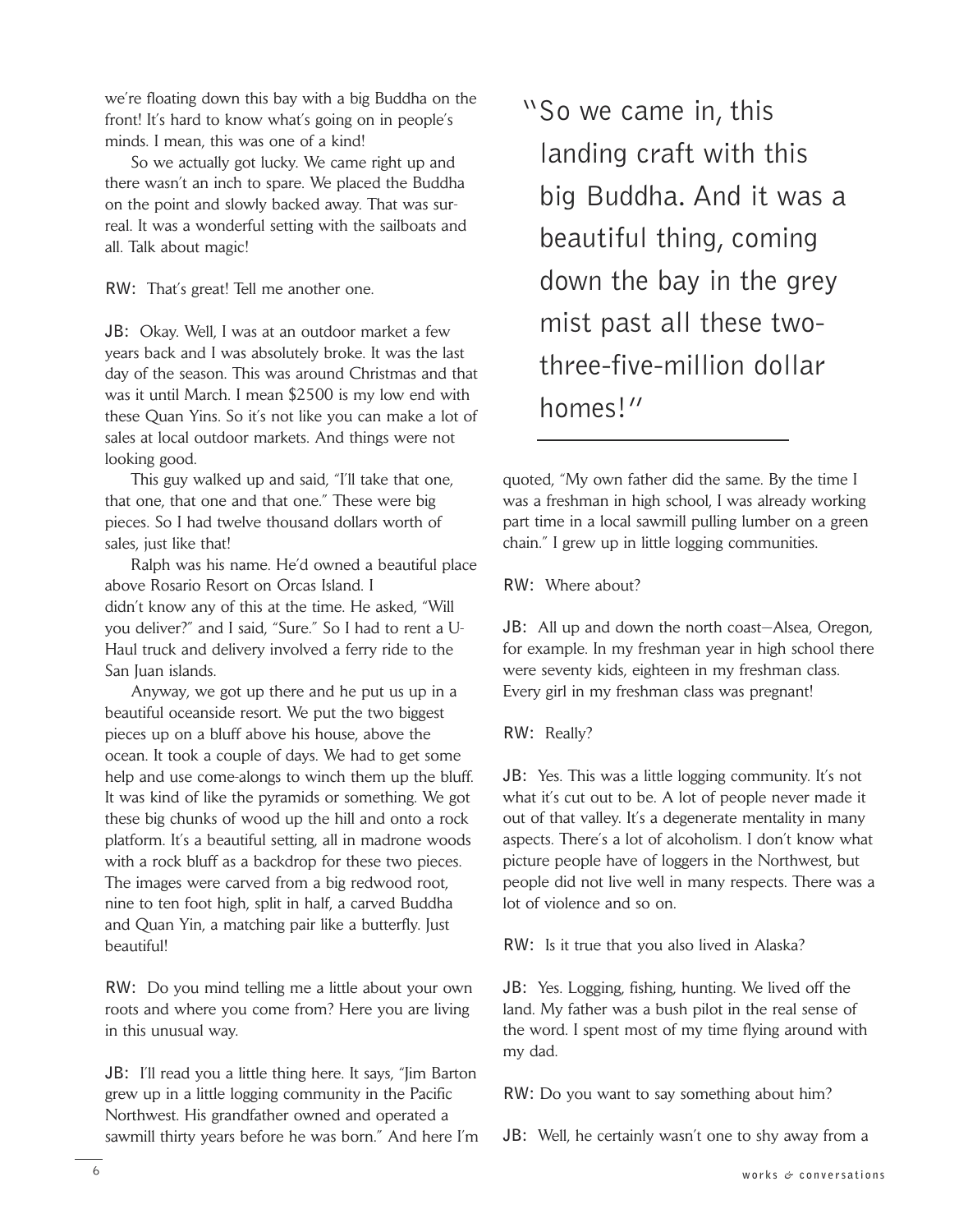we're floating down this bay with a big Buddha on the front! It's hard to know what's going on in people's minds. I mean, this was one of a kind!

So we actually got lucky. We came right up and there wasn't an inch to spare. We placed the Buddha on the point and slowly backed away. That was surreal. It was a wonderful setting with the sailboats and all. Talk about magic!

**RW:** That's great! Tell me another one.

**JB:** Okay. Well, I was at an outdoor market a few years back and I was absolutely broke. It was the last day of the season. This was around Christmas and that was it until March. I mean $2500 is my low end with these Quan Yins. So it's not like you can make a lot of sales at local outdoor markets. And things were not looking good.

This guy walked up and said, "I'll take that one, that one, that one and that one." These were big pieces. So I had twelve thousand dollars worth of sales, just like that!

Ralph was his name. He'd owned a beautiful place above Rosario Resort on Orcas Island. I didn't know any of this at the time. He asked, "Will you deliver?" and I said, "Sure." So I had to rent a U-Haul truck and delivery involved a ferry ride to the San Juan islands.

Anyway, we got up there and he put us up in a beautiful oceanside resort. We put the two biggest pieces up on a bluff above his house, above the ocean. It took a couple of days. We had to get some help and use come-alongs to winch them up the bluff. It was kind of like the pyramids or something. We got these big chunks of wood up the hill and onto a rock platform. It's a beautiful setting, all in madrone woods with a rock bluff as a backdrop for these two pieces. The images were carved from a big redwood root, nine to ten foot high, split in half, a carved Buddha and Quan Yin, a matching pair like a butterfly. Just beautiful!

**RW:** Do you mind telling me a little about your own roots and where you come from? Here you are living in this unusual way.

**JB:** I'll read you a little thing here. It says, "Jim Barton grew up in a little logging community in the Pacific Northwest. His grandfather owned and operated a sawmill thirty years before he was born." And here I'm quoted, "My own father did the same. By the time I was a freshman in high school, I was already working part time in a local sawmill pulling lumber on a green chain." I grew up in little logging communities.

> "So we came in, this landing craft with this big Buddha. And it was a beautiful thing, coming down the bay in the grey mist past all these two-three-five-million dollar homes!"

**RW:** Where about?

**JB:** All up and down the north coast—Alsea, Oregon, for example. In my freshman year in high school there were seventy kids, eighteen in my freshman class. Every girl in my freshman class was pregnant!

**RW:** Really?

**JB:** Yes. This was a little logging community. It's not what it's cut out to be. A lot of people never made it out of that valley. It's a degenerate mentality in many aspects. There's a lot of alcoholism. I don't know what picture people have of loggers in the Northwest, but people did not live well in many respects. There was a lot of violence and so on.

**RW:** Is it true that you also lived in Alaska?

**JB:** Yes. Logging, fishing, hunting. We lived off the land. My father was a bush pilot in the real sense of the word. I spent most of my time flying around with my dad.

**RW:** Do you want to say something about him?

**JB:** Well, he certainly wasn't one to shy away from a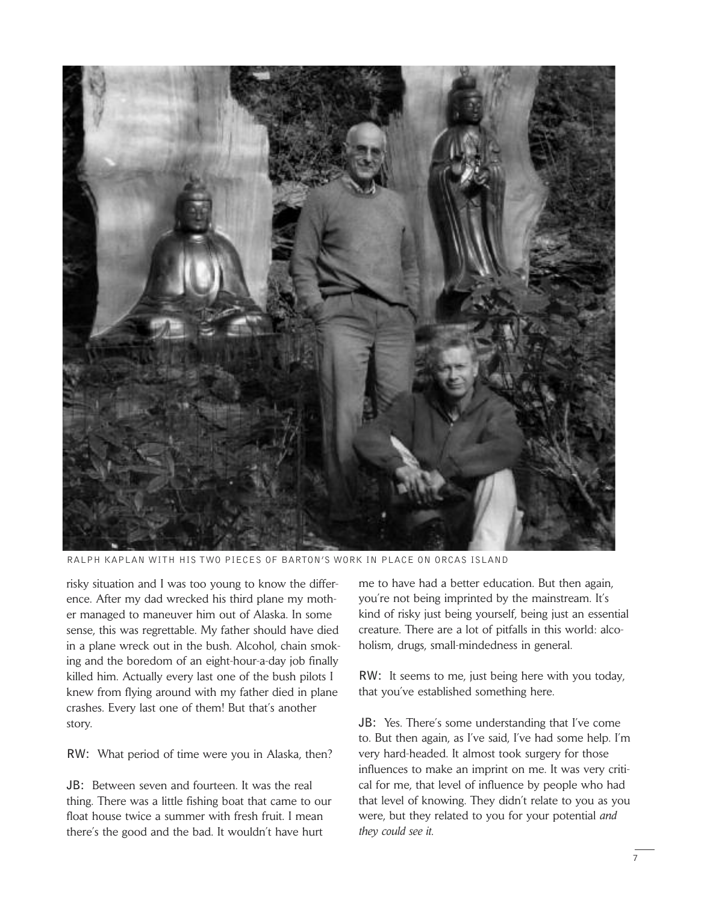RALPH KAPLAN WITH HIS TWO PIECES OF BARTON'S WORK IN PLACE ON ORCAS ISLAND

risky situation and I was too young to know the difference. After my dad wrecked his third plane my mother managed to maneuver him out of Alaska. In some sense, this was regrettable. My father should have died in a plane wreck out in the bush. Alcohol, chain smoking and the boredom of an eight-hour-a-day job finally killed him. Actually every last one of the bush pilots I knew from flying around with my father died in plane crashes. Every last one of them! But that's another story.

RW: What period of time were you in Alaska, then?

JB: Between seven and fourteen. It was the real thing. There was a little fishing boat that came to our float house twice a summer with fresh fruit. I mean there's the good and the bad. It wouldn't have hurt me to have had a better education. But then again, you're not being imprinted by the mainstream. It's kind of risky just being yourself, being just an essential creature. There are a lot of pitfalls in this world: alcoholism, drugs, small-mindedness in general.

RW: It seems to me, just being here with you today, that you've established something here.

JB: Yes. There's some understanding that I've come to. But then again, as I've said, I've had some help. I'm very hard-headed. It almost took surgery for those influences to make an imprint on me. It was very critical for me, that level of influence by people who had that level of knowing. They didn't relate to you as you were, but they related to you for your potential *and they could see it.*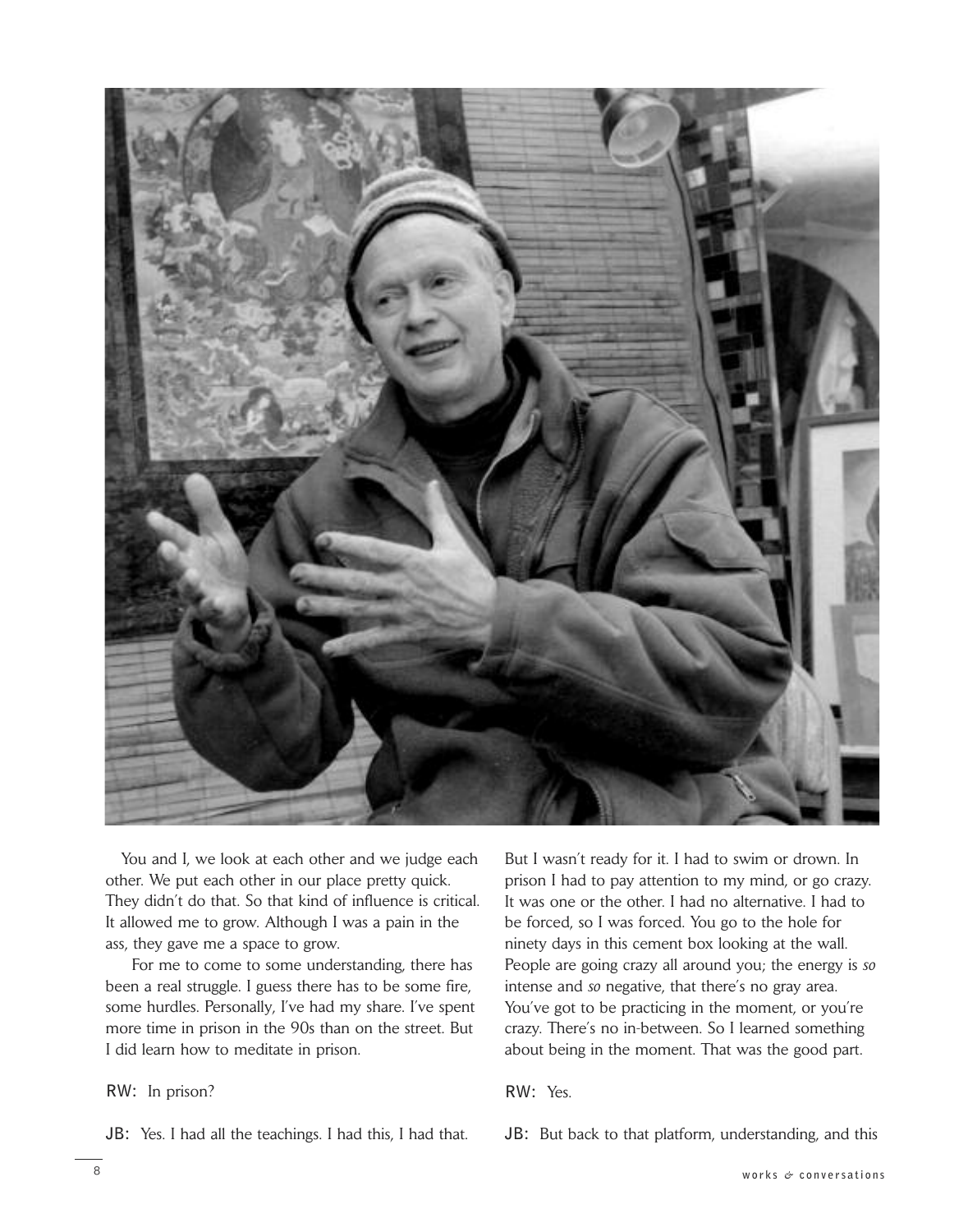You and I, we look at each other and we judge each other. We put each other in our place pretty quick. They didn't do that. So that kind of influence is critical. It allowed me to grow. Although I was a pain in the ass, they gave me a space to grow.

For me to come to some understanding, there has been a real struggle. I guess there has to be some fire, some hurdles. Personally, I've had my share. I've spent more time in prison in the 90s than on the street. But I did learn how to meditate in prison.

RW: In prison?

JB: Yes. I had all the teachings. I had this, I had that. But I wasn't ready for it. I had to swim or drown. In prison I had to pay attention to my mind, or go crazy. It was one or the other. I had no alternative. I had to be forced, so I was forced. You go to the hole for ninety days in this cement box looking at the wall. People are going crazy all around you; the energy is *so* intense and *so* negative, that there's no gray area. You've got to be practicing in the moment, or you're crazy. There's no in-between. So I learned something about being in the moment. That was the good part.

RW: Yes.

JB: But back to that platform, understanding, and this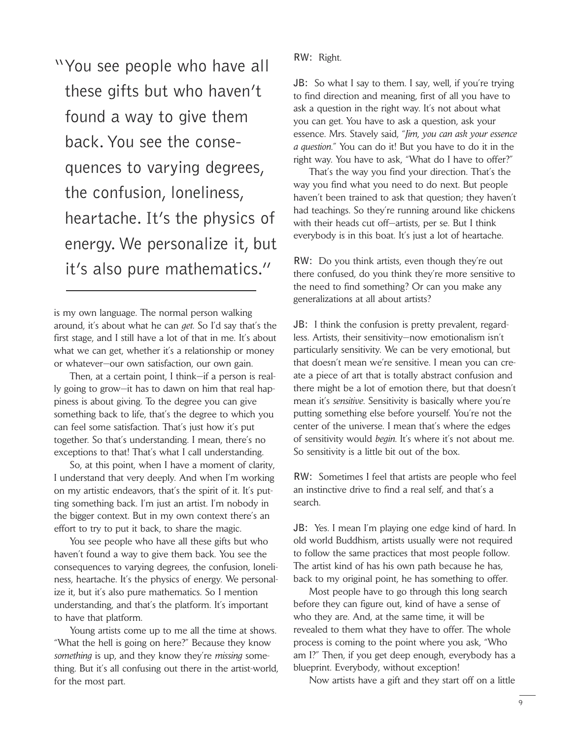> "You see people who have all these gifts but who haven't found a way to give them back. You see the consequences to varying degrees, the confusion, loneliness, heartache. It's the physics of energy. We personalize it, but it's also pure mathematics."

is my own language. The normal person walking around, it's about what he can *get.* So I'd say that's the first stage, and I still have a lot of that in me. It's about what we can get, whether it's a relationship or money or whatever—our own satisfaction, our own gain.

Then, at a certain point, I think—if a person is really going to grow—it has to dawn on him that real happiness is about giving. To the degree you can give something back to life, that's the degree to which you can feel some satisfaction. That's just how it's put together. So that's understanding. I mean, there's no exceptions to that! That's what I call understanding.

So, at this point, when I have a moment of clarity, I understand that very deeply. And when I'm working on my artistic endeavors, that's the spirit of it. It's putting something back. I'm just an artist. I'm nobody in the bigger context. But in my own context there's an effort to try to put it back, to share the magic.

You see people who have all these gifts but who haven't found a way to give them back. You see the consequences to varying degrees, the confusion, loneliness, heartache. It's the physics of energy. We personalize it, but it's also pure mathematics. So I mention understanding, and that's the platform. It's important to have that platform.

Young artists come up to me all the time at shows. "What the hell is going on here?" Because they know *something* is up, and they know they're *missing* something. But it's all confusing out there in the artist-world, for the most part.

**RW:** Right.

**JB:** So what I say to them. I say, well, if you're trying to find direction and meaning, first of all you have to ask a question in the right way. It's not about what you can get. You have to ask a question, ask your essence. Mrs. Stavely said, *"Jim, you can ask your essence a question."* You can do it! But you have to do it in the right way. You have to ask, "What do I have to offer?"

That's the way you find your direction. That's the way you find what you need to do next. But people haven't been trained to ask that question; they haven't had teachings. So they're running around like chickens with their heads cut off—artists, per se. But I think everybody is in this boat. It's just a lot of heartache.

**RW:** Do you think artists, even though they're out there confused, do you think they're more sensitive to the need to find something? Or can you make any generalizations at all about artists?

**JB:** I think the confusion is pretty prevalent, regardless. Artists, their sensitivity—now emotionalism isn't particularly sensitivity. We can be very emotional, but that doesn't mean we're sensitive. I mean you can create a piece of art that is totally abstract confusion and there might be a lot of emotion there, but that doesn't mean it's *sensitive*. Sensitivity is basically where you're putting something else before yourself. You're not the center of the universe. I mean that's where the edges of sensitivity would *begin.* It's where it's not about me. So sensitivity is a little bit out of the box.

**RW:** Sometimes I feel that artists are people who feel an instinctive drive to find a real self, and that's a search.

**JB:** Yes. I mean I'm playing one edge kind of hard. In old world Buddhism, artists usually were not required to follow the same practices that most people follow. The artist kind of has his own path because he has, back to my original point, he has something to offer.

Most people have to go through this long search before they can figure out, kind of have a sense of who they are. And, at the same time, it will be revealed to them what they have to offer. The whole process is coming to the point where you ask, "Who am I?" Then, if you get deep enough, everybody has a blueprint. Everybody, without exception!

Now artists have a gift and they start off on a little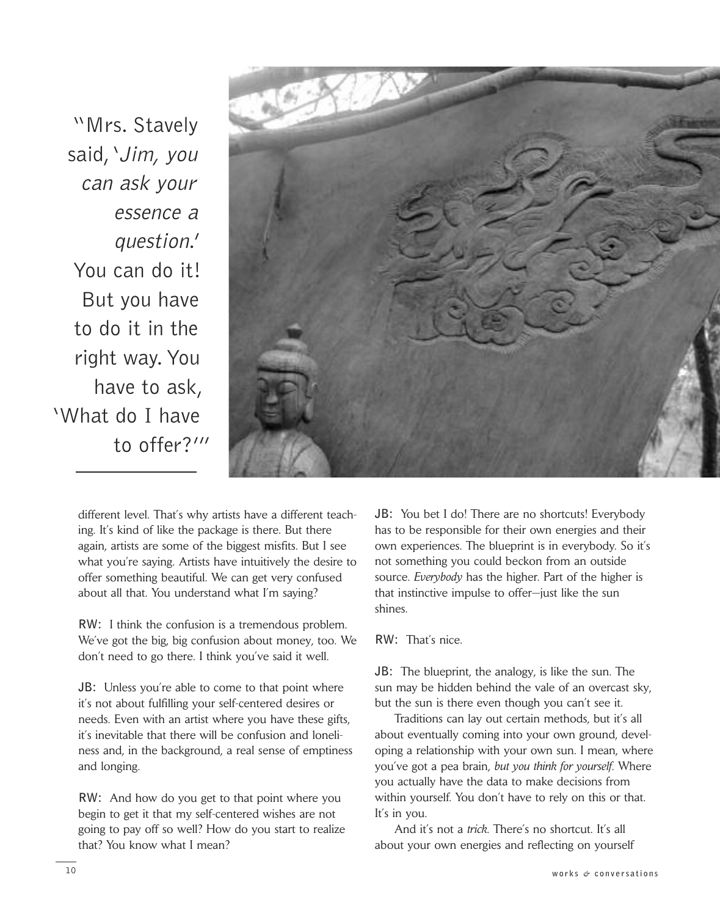"Mrs. Stavely said, '*Jim, you can ask your essence a question*.' You can do it! But you have to do it in the right way. You have to ask, 'What do I have to offer?'"

different level. That's why artists have a different teaching. It's kind of like the package is there. But there again, artists are some of the biggest misfits. But I see what you're saying. Artists have intuitively the desire to offer something beautiful. We can get very confused about all that. You understand what I'm saying?

**RW:** I think the confusion is a tremendous problem. We've got the big, big confusion about money, too. We don't need to go there. I think you've said it well.

**JB:** Unless you're able to come to that point where it's not about fulfilling your self-centered desires or needs. Even with an artist where you have these gifts, it's inevitable that there will be confusion and loneliness and, in the background, a real sense of emptiness and longing.

**RW:** And how do you get to that point where you begin to get it that my self-centered wishes are not going to pay off so well? How do you start to realize that? You know what I mean?

**JB:** You bet I do! There are no shortcuts! Everybody has to be responsible for their own energies and their own experiences. The blueprint is in everybody. So it's not something you could beckon from an outside source. *Everybody* has the higher. Part of the higher is that instinctive impulse to offer—just like the sun shines.

**RW:** That's nice.

**JB:** The blueprint, the analogy, is like the sun. The sun may be hidden behind the vale of an overcast sky, but the sun is there even though you can't see it.

Traditions can lay out certain methods, but it's all about eventually coming into your own ground, developing a relationship with your own sun. I mean, where you've got a pea brain, *but you think for yourself*. Where you actually have the data to make decisions from within yourself. You don't have to rely on this or that. It's in you.

And it's not a *trick*. There's no shortcut. It's all about your own energies and reflecting on yourself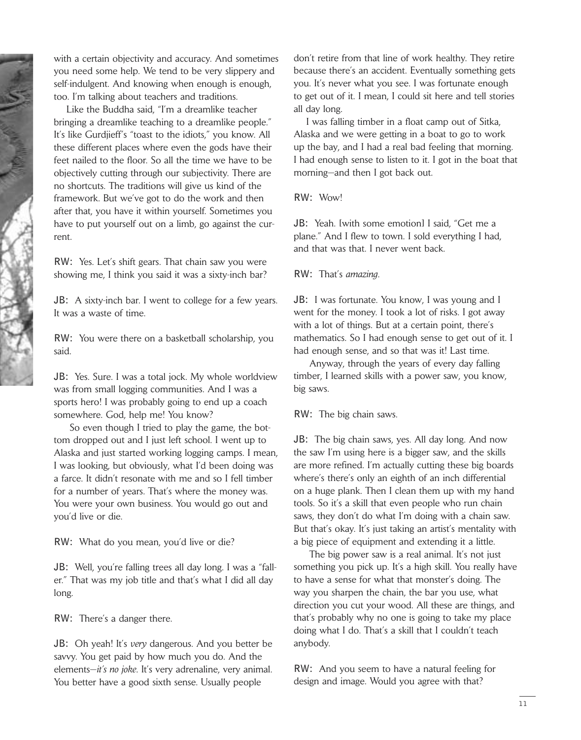with a certain objectivity and accuracy. And sometimes you need some help. We tend to be very slippery and self-indulgent. And knowing when enough is enough, too. I'm talking about teachers and traditions.

Like the Buddha said, "I'm a dreamlike teacher bringing a dreamlike teaching to a dreamlike people." It's like Gurdjieff's "toast to the idiots," you know. All these different places where even the gods have their feet nailed to the floor. So all the time we have to be objectively cutting through our subjectivity. There are no shortcuts. The traditions will give us kind of the framework. But we've got to do the work and then after that, you have it within yourself. Sometimes you have to put yourself out on a limb, go against the current.

RW: Yes. Let's shift gears. That chain saw you were showing me, I think you said it was a sixty-inch bar?

JB: A sixty-inch bar. I went to college for a few years. It was a waste of time.

RW: You were there on a basketball scholarship, you said.

JB: Yes. Sure. I was a total jock. My whole worldview was from small logging communities. And I was a sports hero! I was probably going to end up a coach somewhere. God, help me! You know?

So even though I tried to play the game, the bottom dropped out and I just left school. I went up to Alaska and just started working logging camps. I mean, I was looking, but obviously, what I'd been doing was a farce. It didn't resonate with me and so I fell timber for a number of years. That's where the money was. You were your own business. You would go out and you'd live or die.

RW: What do you mean, you'd live or die?

JB: Well, you're falling trees all day long. I was a "faller." That was my job title and that's what I did all day long.

RW: There's a danger there.

JB: Oh yeah! It's *very* dangerous. And you better be savvy. You get paid by how much you do. And the elements—*it's no joke.* It's very adrenaline, very animal. You better have a good sixth sense. Usually people don't retire from that line of work healthy. They retire because there's an accident. Eventually something gets you. It's never what you see. I was fortunate enough to get out of it. I mean, I could sit here and tell stories all day long.

I was falling timber in a float camp out of Sitka, Alaska and we were getting in a boat to go to work up the bay, and I had a real bad feeling that morning. I had enough sense to listen to it. I got in the boat that morning—and then I got back out.

RW: Wow!

JB: Yeah. [with some emotion] I said, "Get me a plane." And I flew to town. I sold everything I had, and that was that. I never went back.

RW: That's *amazing*.

JB: I was fortunate. You know, I was young and I went for the money. I took a lot of risks. I got away with a lot of things. But at a certain point, there's mathematics. So I had enough sense to get out of it. I had enough sense, and so that was it! Last time.

Anyway, through the years of every day falling timber, I learned skills with a power saw, you know, big saws.

RW: The big chain saws.

JB: The big chain saws, yes. All day long. And now the saw I'm using here is a bigger saw, and the skills are more refined. I'm actually cutting these big boards where's there's only an eighth of an inch differential on a huge plank. Then I clean them up with my hand tools. So it's a skill that even people who run chain saws, they don't do what I'm doing with a chain saw. But that's okay. It's just taking an artist's mentality with a big piece of equipment and extending it a little.

The big power saw is a real animal. It's not just something you pick up. It's a high skill. You really have to have a sense for what that monster's doing. The way you sharpen the chain, the bar you use, what direction you cut your wood. All these are things, and that's probably why no one is going to take my place doing what I do. That's a skill that I couldn't teach anybody.

RW: And you seem to have a natural feeling for design and image. Would you agree with that?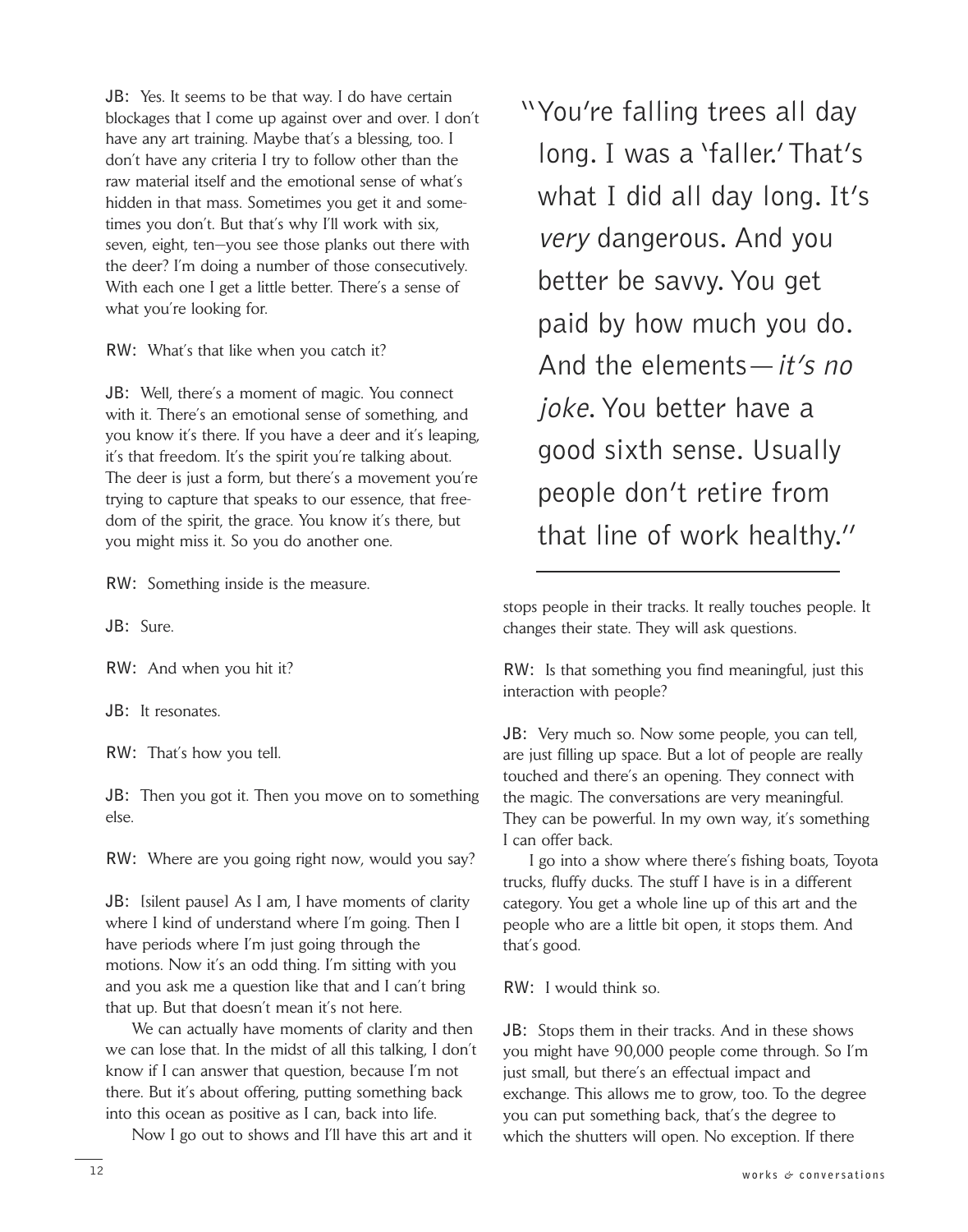**JB:** Yes. It seems to be that way. I do have certain blockages that I come up against over and over. I don't have any art training. Maybe that's a blessing, too. I don't have any criteria I try to follow other than the raw material itself and the emotional sense of what's hidden in that mass. Sometimes you get it and sometimes you don't. But that's why I'll work with six, seven, eight, ten—you see those planks out there with the deer? I'm doing a number of those consecutively. With each one I get a little better. There's a sense of what you're looking for.

**RW:** What's that like when you catch it?

**JB:** Well, there's a moment of magic. You connect with it. There's an emotional sense of something, and you know it's there. If you have a deer and it's leaping, it's that freedom. It's the spirit you're talking about. The deer is just a form, but there's a movement you're trying to capture that speaks to our essence, that freedom of the spirit, the grace. You know it's there, but you might miss it. So you do another one.

**RW:** Something inside is the measure.

**JB:** Sure.

**RW:** And when you hit it?

**JB:** It resonates.

**RW:** That's how you tell.

**JB:** Then you got it. Then you move on to something else.

**RW:** Where are you going right now, would you say?

**JB:** [silent pause] As I am, I have moments of clarity where I kind of understand where I'm going. Then I have periods where I'm just going through the motions. Now it's an odd thing. I'm sitting with you and you ask me a question like that and I can't bring that up. But that doesn't mean it's not here.

We can actually have moments of clarity and then we can lose that. In the midst of all this talking, I don't know if I can answer that question, because I'm not there. But it's about offering, putting something back into this ocean as positive as I can, back into life.

Now I go out to shows and I'll have this art and it stops people in their tracks. It really touches people. It changes their state. They will ask questions.

> "You're falling trees all day long. I was a 'faller.' That's what I did all day long. It's *very* dangerous. And you better be savvy. You get paid by how much you do. And the elements—*it's no joke*. You better have a good sixth sense. Usually people don't retire from that line of work healthy."

**RW:** Is that something you find meaningful, just this interaction with people?

**JB:** Very much so. Now some people, you can tell, are just filling up space. But a lot of people are really touched and there's an opening. They connect with the magic. The conversations are very meaningful. They can be powerful. In my own way, it's something I can offer back.

I go into a show where there's fishing boats, Toyota trucks, fluffy ducks. The stuff I have is in a different category. You get a whole line up of this art and the people who are a little bit open, it stops them. And that's good.

**RW:** I would think so.

**JB:** Stops them in their tracks. And in these shows you might have 90,000 people come through. So I'm just small, but there's an effectual impact and exchange. This allows me to grow, too. To the degree you can put something back, that's the degree to which the shutters will open. No exception. If there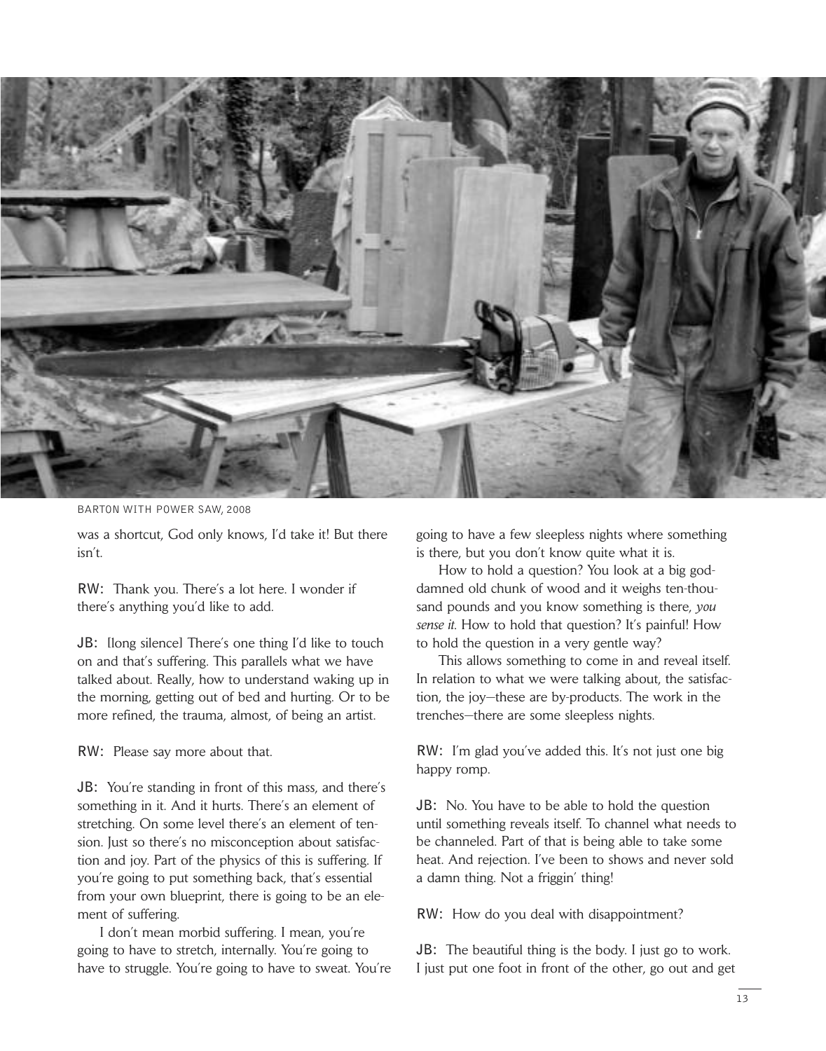BARTON WITH POWER SAW, 2008

was a shortcut, God only knows, I'd take it! But there isn't.

RW: Thank you. There's a lot here. I wonder if there's anything you'd like to add.

JB: [long silence] There's one thing I'd like to touch on and that's suffering. This parallels what we have talked about. Really, how to understand waking up in the morning, getting out of bed and hurting. Or to be more refined, the trauma, almost, of being an artist.

RW: Please say more about that.

JB: You're standing in front of this mass, and there's something in it. And it hurts. There's an element of stretching. On some level there's an element of tension. Just so there's no misconception about satisfaction and joy. Part of the physics of this is suffering. If you're going to put something back, that's essential from your own blueprint, there is going to be an element of suffering.

I don't mean morbid suffering. I mean, you're going to have to stretch, internally. You're going to have to struggle. You're going to have to sweat. You're going to have a few sleepless nights where something is there, but you don't know quite what it is.

How to hold a question? You look at a big goddamned old chunk of wood and it weighs ten-thousand pounds and you know something is there, *you sense it*. How to hold that question? It's painful! How to hold the question in a very gentle way?

This allows something to come in and reveal itself. In relation to what we were talking about, the satisfaction, the joy—these are by-products. The work in the trenches—there are some sleepless nights.

RW: I'm glad you've added this. It's not just one big happy romp.

JB: No. You have to be able to hold the question until something reveals itself. To channel what needs to be channeled. Part of that is being able to take some heat. And rejection. I've been to shows and never sold a damn thing. Not a friggin' thing!

RW: How do you deal with disappointment?

JB: The beautiful thing is the body. I just go to work. I just put one foot in front of the other, go out and get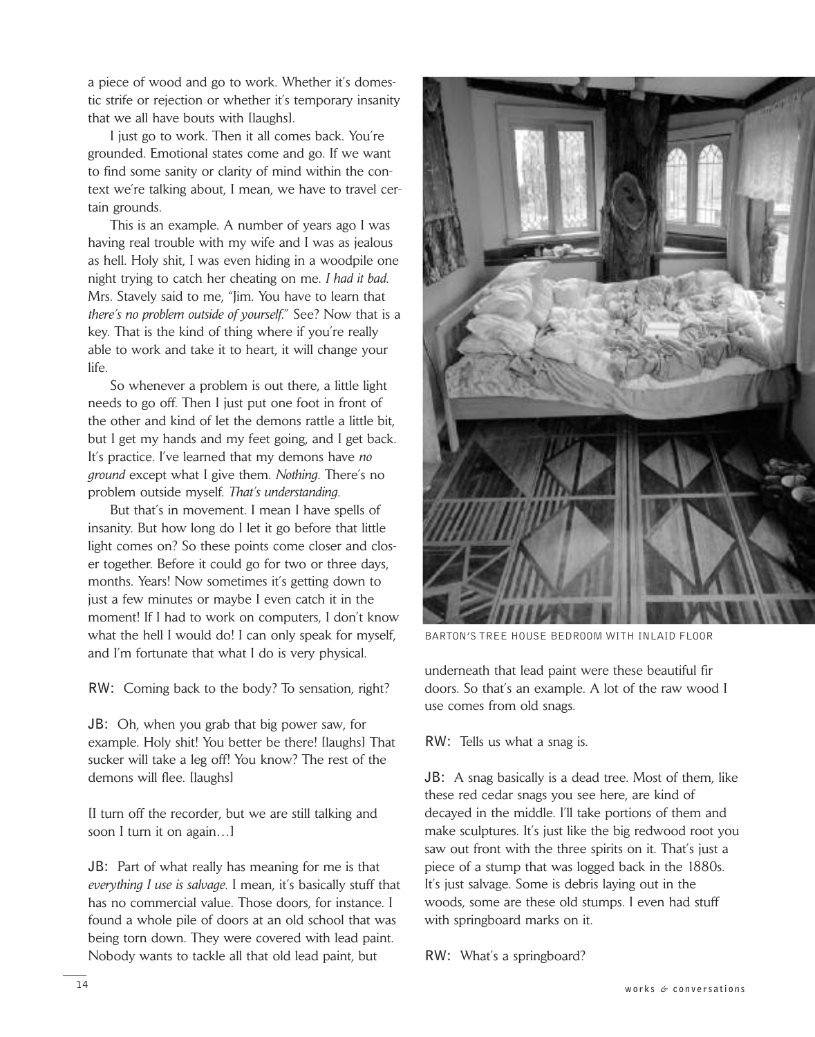a piece of wood and go to work. Whether it's domestic strife or rejection or whether it's temporary insanity that we all have bouts with [laughs].

I just go to work. Then it all comes back. You're grounded. Emotional states come and go. If we want to find some sanity or clarity of mind within the context we're talking about, I mean, we have to travel certain grounds.

This is an example. A number of years ago I was having real trouble with my wife and I was as jealous as hell. Holy shit, I was even hiding in a woodpile one night trying to catch her cheating on me. *I had it bad.* Mrs. Stavely said to me, "Jim. You have to learn that *there's no problem outside of yourself.*" See? Now that is a key. That is the kind of thing where if you're really able to work and take it to heart, it will change your life.

So whenever a problem is out there, a little light needs to go off. Then I just put one foot in front of the other and kind of let the demons rattle a little bit, but I get my hands and my feet going, and I get back. It's practice. I've learned that my demons have *no ground* except what I give them. *Nothing.* There's no problem outside myself. *That's understanding.*

But that's in movement. I mean I have spells of insanity. But how long do I let it go before that little light comes on? So these points come closer and closer together. Before it could go for two or three days, months. Years! Now sometimes it's getting down to just a few minutes or maybe I even catch it in the moment! If I had to work on computers, I don't know what the hell I would do! I can only speak for myself, and I'm fortunate that what I do is very physical.

**RW:** Coming back to the body? To sensation, right?

**JB:** Oh, when you grab that big power saw, for example. Holy shit! You better be there! [laughs] That sucker will take a leg off! You know? The rest of the demons will flee. [laughs]

[I turn off the recorder, but we are still talking and soon I turn it on again…]

**JB:** Part of what really has meaning for me is that *everything I use is salvage.* I mean, it's basically stuff that has no commercial value. Those doors, for instance. I found a whole pile of doors at an old school that was being torn down. They were covered with lead paint. Nobody wants to tackle all that old lead paint, but underneath that lead paint were these beautiful fir doors. So that's an example. A lot of the raw wood I use comes from old snags.

BARTON'S TREE HOUSE BEDROOM WITH INLAID FLOOR

**RW:** Tells us what a snag is.

**JB:** A snag basically is a dead tree. Most of them, like these red cedar snags you see here, are kind of decayed in the middle. I'll take portions of them and make sculptures. It's just like the big redwood root you saw out front with the three spirits on it. That's just a piece of a stump that was logged back in the 1880s. It's just salvage. Some is debris laying out in the woods, some are these old stumps. I even had stuff with springboard marks on it.

**RW:** What's a springboard?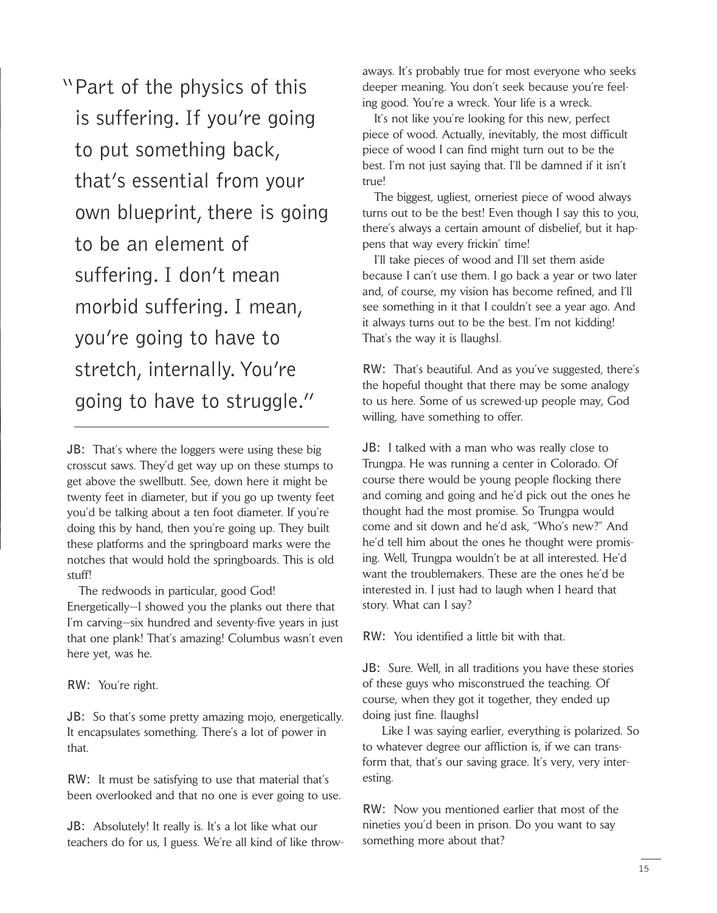> "Part of the physics of this is suffering. If you're going to put something back, that's essential from your own blueprint, there is going to be an element of suffering. I don't mean morbid suffering. I mean, you're going to have to stretch, internally. You're going to have to struggle."

**JB:** That's where the loggers were using these big crosscut saws. They'd get way up on these stumps to get above the swellbutt. See, down here it might be twenty feet in diameter, but if you go up twenty feet you'd be talking about a ten foot diameter. If you're doing this by hand, then you're going up. They built these platforms and the springboard marks were the notches that would hold the springboards. This is old stuff!

The redwoods in particular, good God! Energetically—I showed you the planks out there that I'm carving—six hundred and seventy-five years in just that one plank! That's amazing! Columbus wasn't even here yet, was he.

**RW:** You're right.

**JB:** So that's some pretty amazing mojo, energetically. It encapsulates something. There's a lot of power in that.

**RW:** It must be satisfying to use that material that's been overlooked and that no one is ever going to use.

**JB:** Absolutely! It really is. It's a lot like what our teachers do for us, I guess. We're all kind of like throwaways. It's probably true for most everyone who seeks deeper meaning. You don't seek because you're feeling good. You're a wreck. Your life is a wreck.

It's not like you're looking for this new, perfect piece of wood. Actually, inevitably, the most difficult piece of wood I can find might turn out to be the best. I'm not just saying that. I'll be damned if it isn't true!

The biggest, ugliest, orneriest piece of wood always turns out to be the best! Even though I say this to you, there's always a certain amount of disbelief, but it happens that way every frickin' time!

I'll take pieces of wood and I'll set them aside because I can't use them. I go back a year or two later and, of course, my vision has become refined, and I'll see something in it that I couldn't see a year ago. And it always turns out to be the best. I'm not kidding! That's the way it is [laughs].

**RW:** That's beautiful. And as you've suggested, there's the hopeful thought that there may be some analogy to us here. Some of us screwed-up people may, God willing, have something to offer.

**JB:** I talked with a man who was really close to Trungpa. He was running a center in Colorado. Of course there would be young people flocking there and coming and going and he'd pick out the ones he thought had the most promise. So Trungpa would come and sit down and he'd ask, "Who's new?" And he'd tell him about the ones he thought were promising. Well, Trungpa wouldn't be at all interested. He'd want the troublemakers. These are the ones he'd be interested in. I just had to laugh when I heard that story. What can I say?

**RW:** You identified a little bit with that.

**JB:** Sure. Well, in all traditions you have these stories of these guys who misconstrued the teaching. Of course, when they got it together, they ended up doing just fine. [laughs]

Like I was saying earlier, everything is polarized. So to whatever degree our affliction is, if we can transform that, that's our saving grace. It's very, very interesting.

**RW:** Now you mentioned earlier that most of the nineties you'd been in prison. Do you want to say something more about that?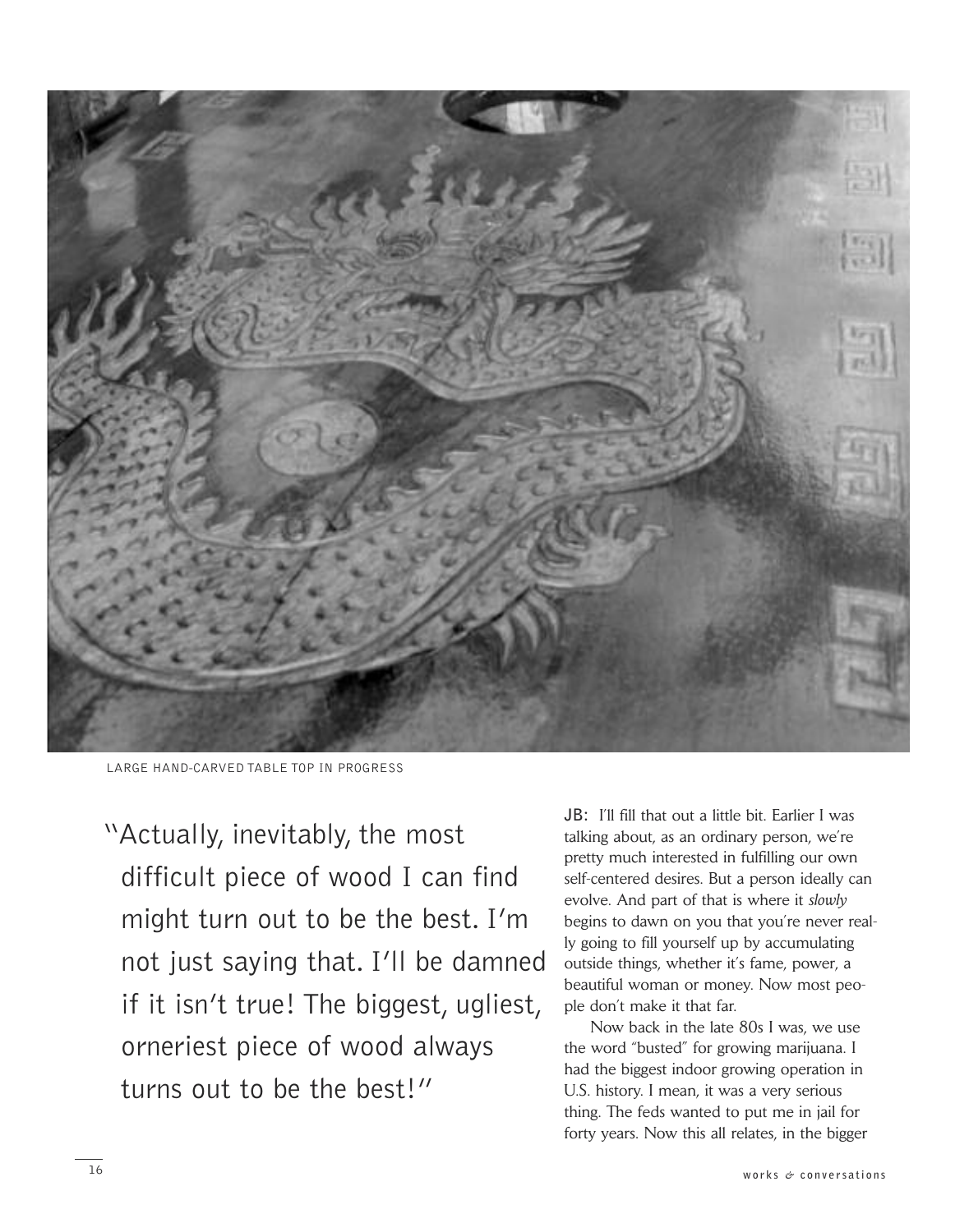LARGE HAND-CARVED TABLE TOP IN PROGRESS

"Actually, inevitably, the most difficult piece of wood I can find might turn out to be the best. I'm not just saying that. I'll be damned if it isn't true! The biggest, ugliest, orneriest piece of wood always turns out to be the best!"

**JB:** I'll fill that out a little bit. Earlier I was talking about, as an ordinary person, we're pretty much interested in fulfilling our own self-centered desires. But a person ideally can evolve. And part of that is where it *slowly* begins to dawn on you that you're never really going to fill yourself up by accumulating outside things, whether it's fame, power, a beautiful woman or money. Now most people don't make it that far.

Now back in the late 80s I was, we use the word "busted" for growing marijuana. I had the biggest indoor growing operation in U.S. history. I mean, it was a very serious thing. The feds wanted to put me in jail for forty years. Now this all relates, in the bigger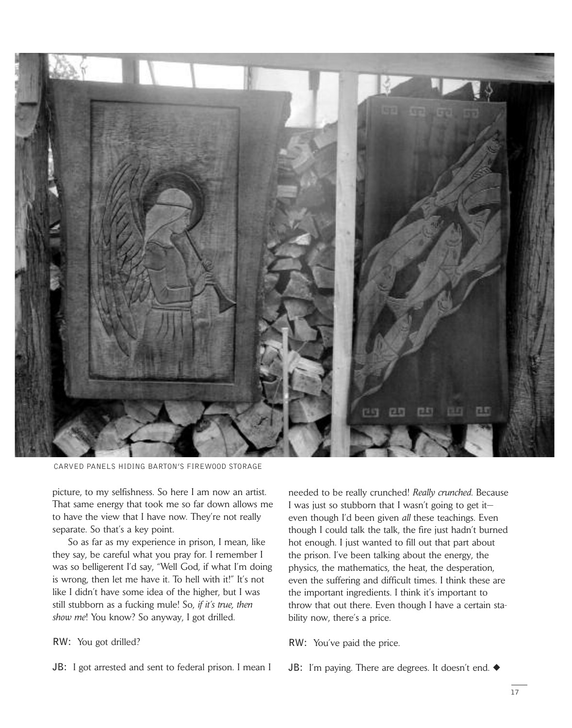CARVED PANELS HIDING BARTON'S FIREWOOD STORAGE

picture, to my selfishness. So here I am now an artist. That same energy that took me so far down allows me to have the view that I have now. They're not really separate. So that's a key point.

So as far as my experience in prison, I mean, like they say, be careful what you pray for. I remember I was so belligerent I'd say, "Well God, if what I'm doing is wrong, then let me have it. To hell with it!" It's not like I didn't have some idea of the higher, but I was still stubborn as a fucking mule! So, *if it's true, then show me*! You know? So anyway, I got drilled.

RW: You got drilled?

JB: I got arrested and sent to federal prison. I mean I needed to be really crunched! *Really crunched.* Because I was just so stubborn that I wasn't going to get it—even though I'd been given *all* these teachings. Even though I could talk the talk, the fire just hadn't burned hot enough. I just wanted to fill out that part about the prison. I've been talking about the energy, the physics, the mathematics, the heat, the desperation, even the suffering and difficult times. I think these are the important ingredients. I think it's important to throw that out there. Even though I have a certain stability now, there's a price.

RW: You've paid the price.

JB: I'm paying. There are degrees. It doesn't end. ◆